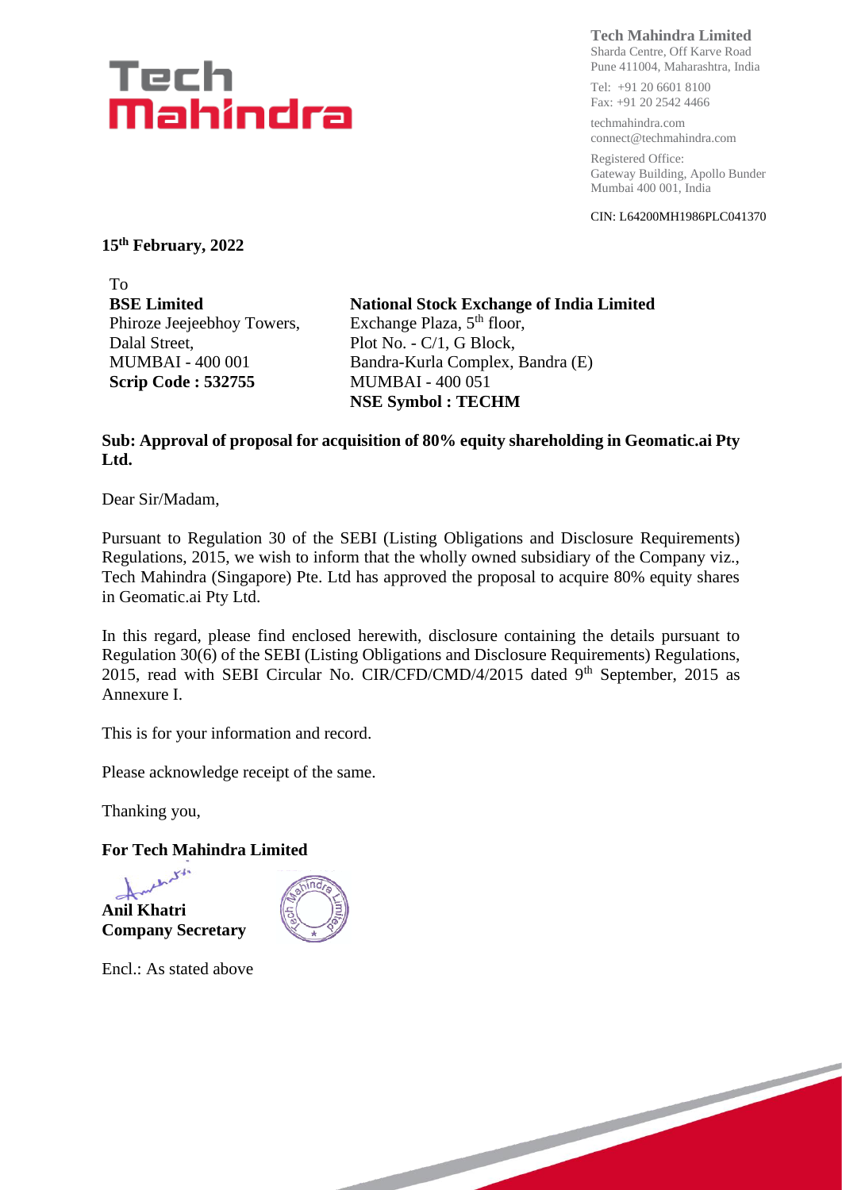**Tech Mahindra Limited**
Sharda Centre, Off Karve Road
Pune 411004, Maharashtra, India

Tel: +91 20 6601 8100
Fax: +91 20 2542 4466

techmahindra.com
connect@techmahindra.com

Registered Office:
Gateway Building, Apollo Bunder
Mumbai 400 001, India

CIN: L64200MH1986PLC041370

**15th February, 2022**

To

**BSE Limited**
Phiroze Jeejeebhoy Towers,
Dalal Street,
MUMBAI - 400 001
**Scrip Code : 532755**

**National Stock Exchange of India Limited**
Exchange Plaza, 5th floor,
Plot No. - C/1, G Block,
Bandra-Kurla Complex, Bandra (E)
MUMBAI - 400 051
**NSE Symbol : TECHM**

**Sub: Approval of proposal for acquisition of 80% equity shareholding in Geomatic.ai Pty Ltd.**

Dear Sir/Madam,

Pursuant to Regulation 30 of the SEBI (Listing Obligations and Disclosure Requirements) Regulations, 2015, we wish to inform that the wholly owned subsidiary of the Company viz., Tech Mahindra (Singapore) Pte. Ltd has approved the proposal to acquire 80% equity shares in Geomatic.ai Pty Ltd.

In this regard, please find enclosed herewith, disclosure containing the details pursuant to Regulation 30(6) of the SEBI (Listing Obligations and Disclosure Requirements) Regulations, 2015, read with SEBI Circular No. CIR/CFD/CMD/4/2015 dated 9th September, 2015 as Annexure I.

This is for your information and record.

Please acknowledge receipt of the same.

Thanking you,

**For Tech Mahindra Limited**

**Anil Khatri**
**Company Secretary**

Encl.: As stated above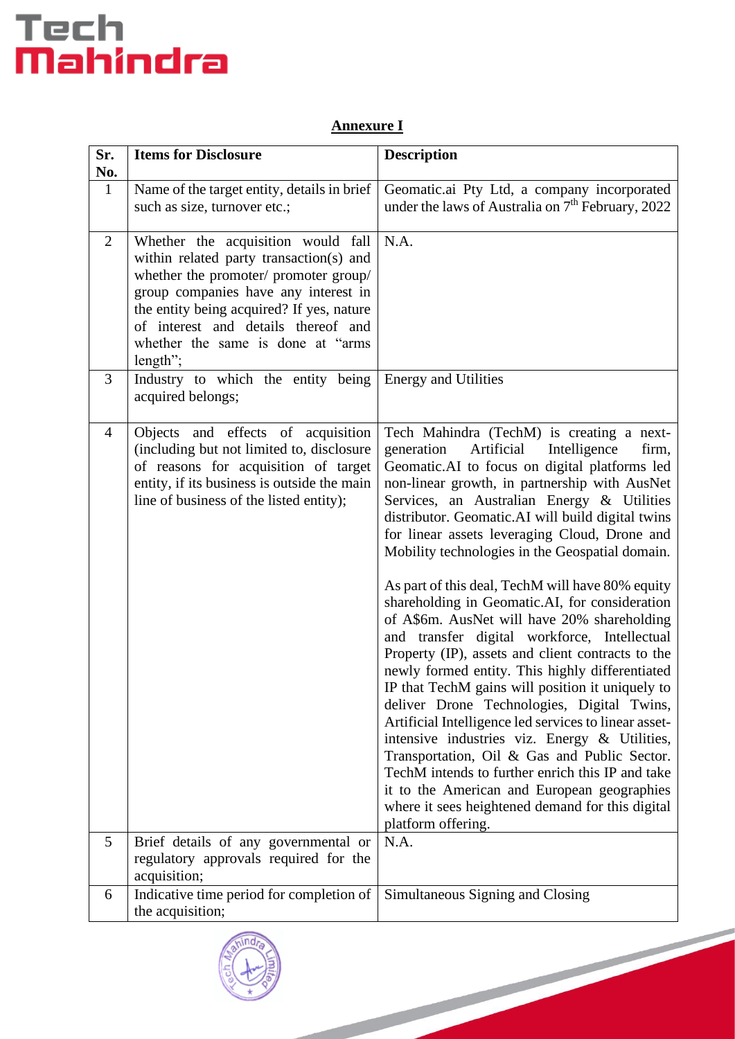## Annexure I

| Sr. No. | Items for Disclosure | Description |
|---|---|---|
| 1 | Name of the target entity, details in brief such as size, turnover etc.; | Geomatic.ai Pty Ltd, a company incorporated under the laws of Australia on 7th February, 2022 |
| 2 | Whether the acquisition would fall within related party transaction(s) and whether the promoter/ promoter group/ group companies have any interest in the entity being acquired? If yes, nature of interest and details thereof and whether the same is done at "arms length"; | N.A. |
| 3 | Industry to which the entity being acquired belongs; | Energy and Utilities |
| 4 | Objects and effects of acquisition (including but not limited to, disclosure of reasons for acquisition of target entity, if its business is outside the main line of business of the listed entity); | Tech Mahindra (TechM) is creating a next-generation Artificial Intelligence firm, Geomatic.AI to focus on digital platforms led non-linear growth, in partnership with AusNet Services, an Australian Energy & Utilities distributor. Geomatic.AI will build digital twins for linear assets leveraging Cloud, Drone and Mobility technologies in the Geospatial domain.<br><br>As part of this deal, TechM will have 80% equity shareholding in Geomatic.AI, for consideration of A$6m. AusNet will have 20% shareholding and transfer digital workforce, Intellectual Property (IP), assets and client contracts to the newly formed entity. This highly differentiated IP that TechM gains will position it uniquely to deliver Drone Technologies, Digital Twins, Artificial Intelligence led services to linear asset-intensive industries viz. Energy & Utilities, Transportation, Oil & Gas and Public Sector. TechM intends to further enrich this IP and take it to the American and European geographies where it sees heightened demand for this digital platform offering. |
| 5 | Brief details of any governmental or regulatory approvals required for the acquisition; | N.A. |
| 6 | Indicative time period for completion of the acquisition; | Simultaneous Signing and Closing |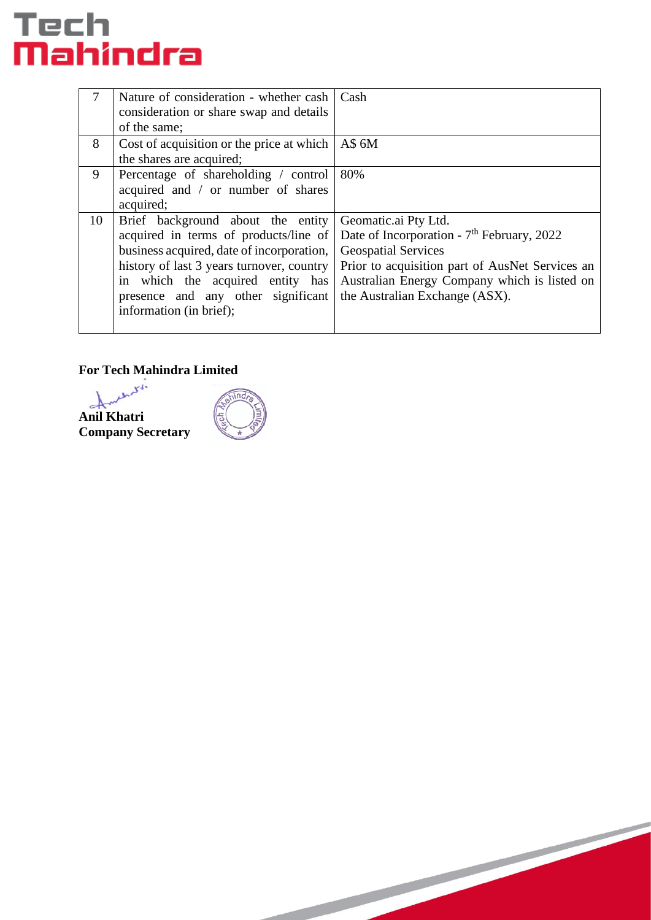| | | |
|---|---|---|
| 7 | Nature of consideration - whether cash consideration or share swap and details of the same; | Cash |
| 8 | Cost of acquisition or the price at which the shares are acquired; | A$ 6M |
| 9 | Percentage of shareholding / control acquired and / or number of shares acquired; | 80% |
| 10 | Brief background about the entity acquired in terms of products/line of business acquired, date of incorporation, history of last 3 years turnover, country in which the acquired entity has presence and any other significant information (in brief); | Geomatic.ai Pty Ltd.<br>Date of Incorporation - 7th February, 2022<br>Geospatial Services<br>Prior to acquisition part of AusNet Services an Australian Energy Company which is listed on the Australian Exchange (ASX). |

**For Tech Mahindra Limited**

**Anil Khatri**
**Company Secretary**